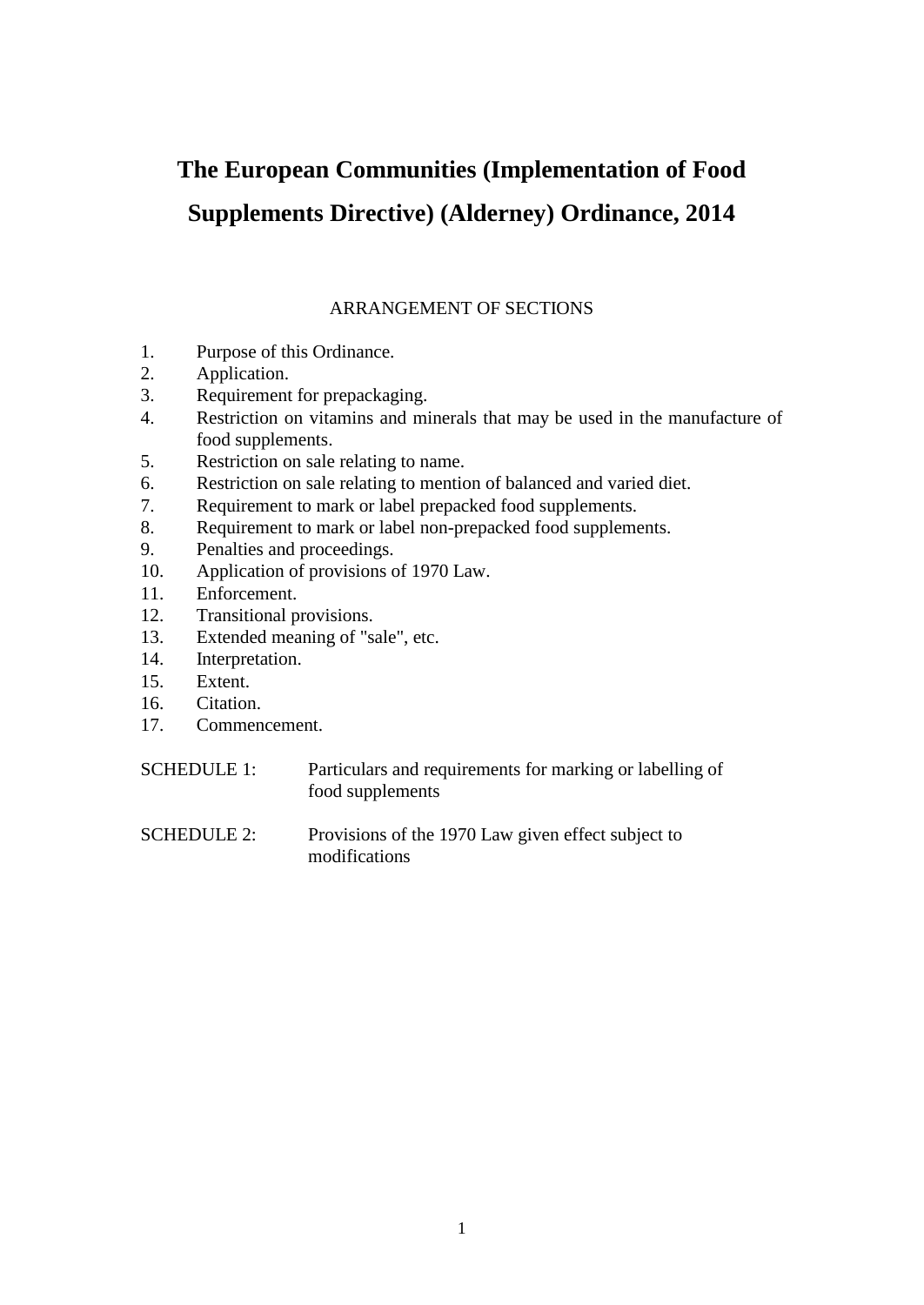# The European Communities (Implementation of Food Supplements Directive) (Alderney) Ordinance, 2014

ARRANGEMENT OF SECTIONS

1. Purpose of this Ordinance.
2. Application.
3. Requirement for prepackaging.
4. Restriction on vitamins and minerals that may be used in the manufacture of food supplements.
5. Restriction on sale relating to name.
6. Restriction on sale relating to mention of balanced and varied diet.
7. Requirement to mark or label prepacked food supplements.
8. Requirement to mark or label non-prepacked food supplements.
9. Penalties and proceedings.
10. Application of provisions of 1970 Law.
11. Enforcement.
12. Transitional provisions.
13. Extended meaning of "sale", etc.
14. Interpretation.
15. Extent.
16. Citation.
17. Commencement.

SCHEDULE 1: Particulars and requirements for marking or labelling of food supplements

SCHEDULE 2: Provisions of the 1970 Law given effect subject to modifications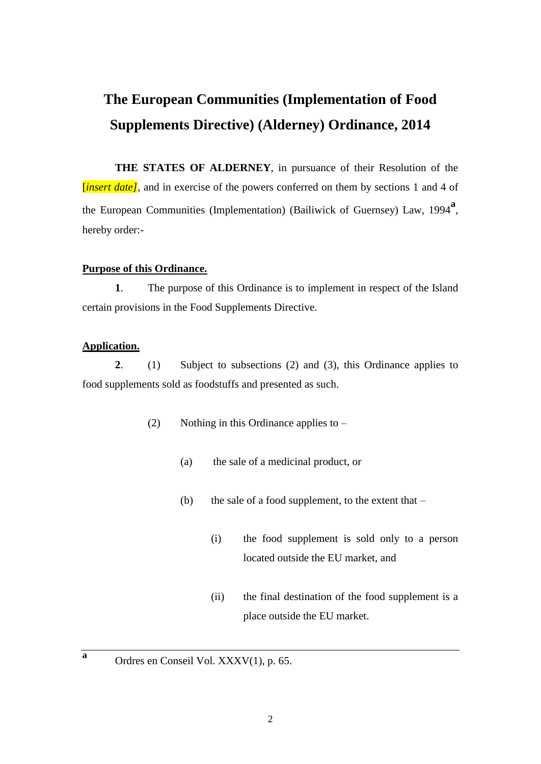# The European Communities (Implementation of Food Supplements Directive) (Alderney) Ordinance, 2014

**THE STATES OF ALDERNEY**, in pursuance of their Resolution of the [*insert date]*, and in exercise of the powers conferred on them by sections 1 and 4 of the European Communities (Implementation) (Bailiwick of Guernsey) Law, 1994[a], hereby order:-

**Purpose of this Ordinance.**

**1**. The purpose of this Ordinance is to implement in respect of the Island certain provisions in the Food Supplements Directive.

**Application.**

**2**. (1) Subject to subsections (2) and (3), this Ordinance applies to food supplements sold as foodstuffs and presented as such.

(2) Nothing in this Ordinance applies to –

(a) the sale of a medicinal product, or

(b) the sale of a food supplement, to the extent that –

(i) the food supplement is sold only to a person located outside the EU market, and

(ii) the final destination of the food supplement is a place outside the EU market.

---

[a] Ordres en Conseil Vol. XXXV(1), p. 65.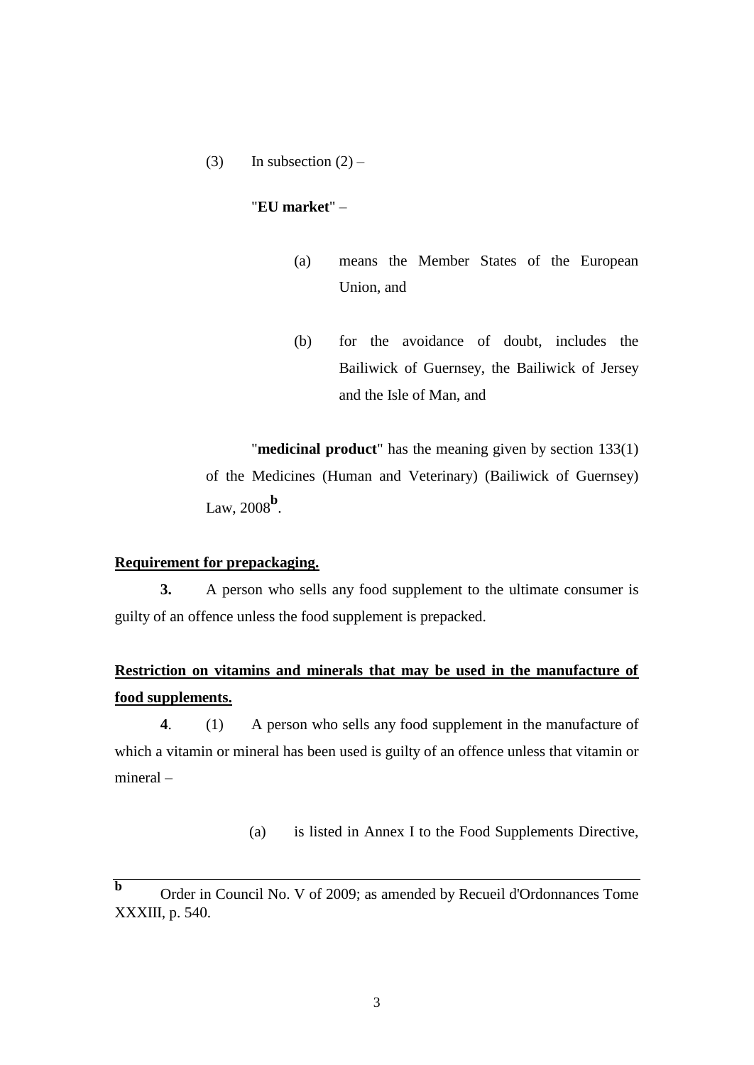(3) In subsection (2) –

"**EU market**" –

(a) means the Member States of the European Union, and

(b) for the avoidance of doubt, includes the Bailiwick of Guernsey, the Bailiwick of Jersey and the Isle of Man, and

"**medicinal product**" has the meaning given by section 133(1) of the Medicines (Human and Veterinary) (Bailiwick of Guernsey) Law, 2008[b].

**Requirement for prepackaging.**

**3.** A person who sells any food supplement to the ultimate consumer is guilty of an offence unless the food supplement is prepacked.

**Restriction on vitamins and minerals that may be used in the manufacture of food supplements.**

**4**. (1) A person who sells any food supplement in the manufacture of which a vitamin or mineral has been used is guilty of an offence unless that vitamin or mineral –

(a) is listed in Annex I to the Food Supplements Directive,

---

[b] Order in Council No. V of 2009; as amended by Recueil d'Ordonnances Tome XXXIII, p. 540.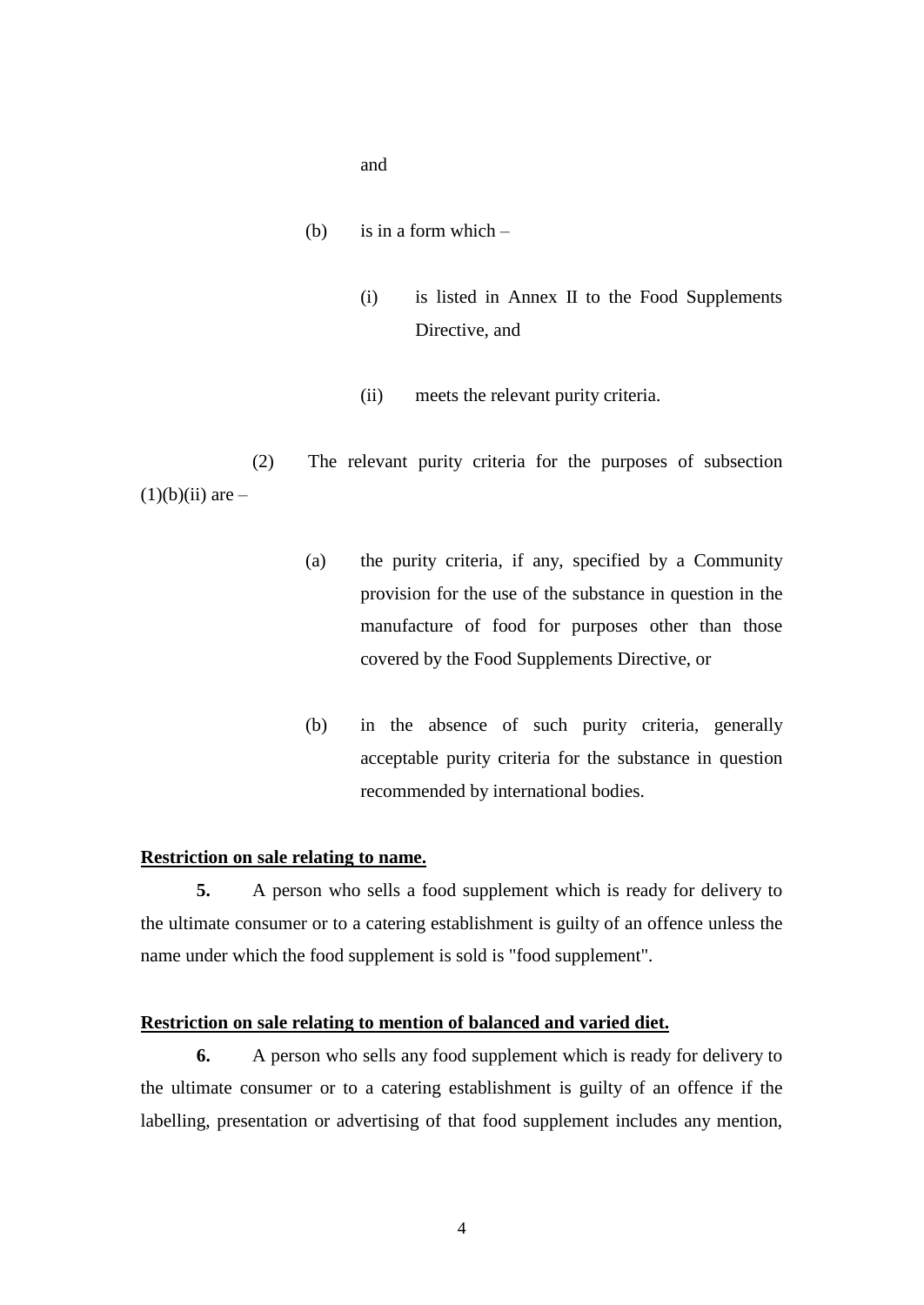and

(b) is in a form which –

(i) is listed in Annex II to the Food Supplements Directive, and

(ii) meets the relevant purity criteria.

(2) The relevant purity criteria for the purposes of subsection (1)(b)(ii) are –

(a) the purity criteria, if any, specified by a Community provision for the use of the substance in question in the manufacture of food for purposes other than those covered by the Food Supplements Directive, or

(b) in the absence of such purity criteria, generally acceptable purity criteria for the substance in question recommended by international bodies.

**Restriction on sale relating to name.**

**5.** A person who sells a food supplement which is ready for delivery to the ultimate consumer or to a catering establishment is guilty of an offence unless the name under which the food supplement is sold is "food supplement".

**Restriction on sale relating to mention of balanced and varied diet.**

**6.** A person who sells any food supplement which is ready for delivery to the ultimate consumer or to a catering establishment is guilty of an offence if the labelling, presentation or advertising of that food supplement includes any mention,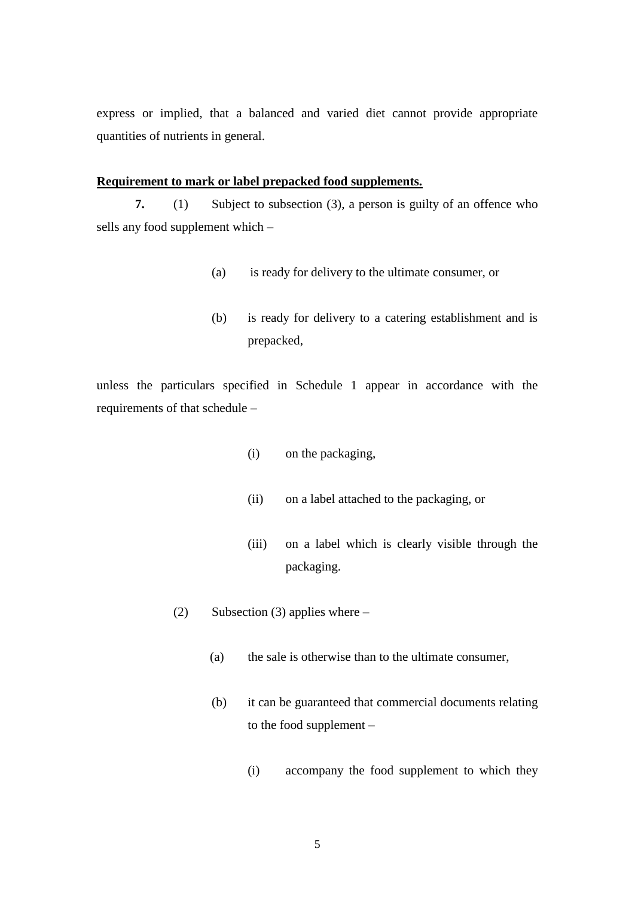express or implied, that a balanced and varied diet cannot provide appropriate quantities of nutrients in general.

**Requirement to mark or label prepacked food supplements.**

**7.** (1) Subject to subsection (3), a person is guilty of an offence who sells any food supplement which –

(a) is ready for delivery to the ultimate consumer, or

(b) is ready for delivery to a catering establishment and is prepacked,

unless the particulars specified in Schedule 1 appear in accordance with the requirements of that schedule –

(i) on the packaging,

(ii) on a label attached to the packaging, or

(iii) on a label which is clearly visible through the packaging.

(2) Subsection (3) applies where –

(a) the sale is otherwise than to the ultimate consumer,

(b) it can be guaranteed that commercial documents relating to the food supplement –

(i) accompany the food supplement to which they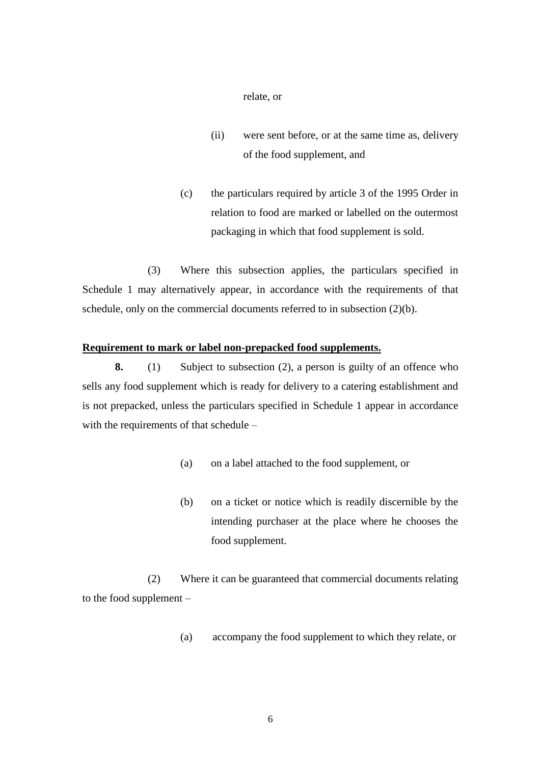relate, or

(ii) were sent before, or at the same time as, delivery of the food supplement, and

(c) the particulars required by article 3 of the 1995 Order in relation to food are marked or labelled on the outermost packaging in which that food supplement is sold.

(3) Where this subsection applies, the particulars specified in Schedule 1 may alternatively appear, in accordance with the requirements of that schedule, only on the commercial documents referred to in subsection (2)(b).

**Requirement to mark or label non-prepacked food supplements.**

**8.** (1) Subject to subsection (2), a person is guilty of an offence who sells any food supplement which is ready for delivery to a catering establishment and is not prepacked, unless the particulars specified in Schedule 1 appear in accordance with the requirements of that schedule –

(a) on a label attached to the food supplement, or

(b) on a ticket or notice which is readily discernible by the intending purchaser at the place where he chooses the food supplement.

(2) Where it can be guaranteed that commercial documents relating to the food supplement –

(a) accompany the food supplement to which they relate, or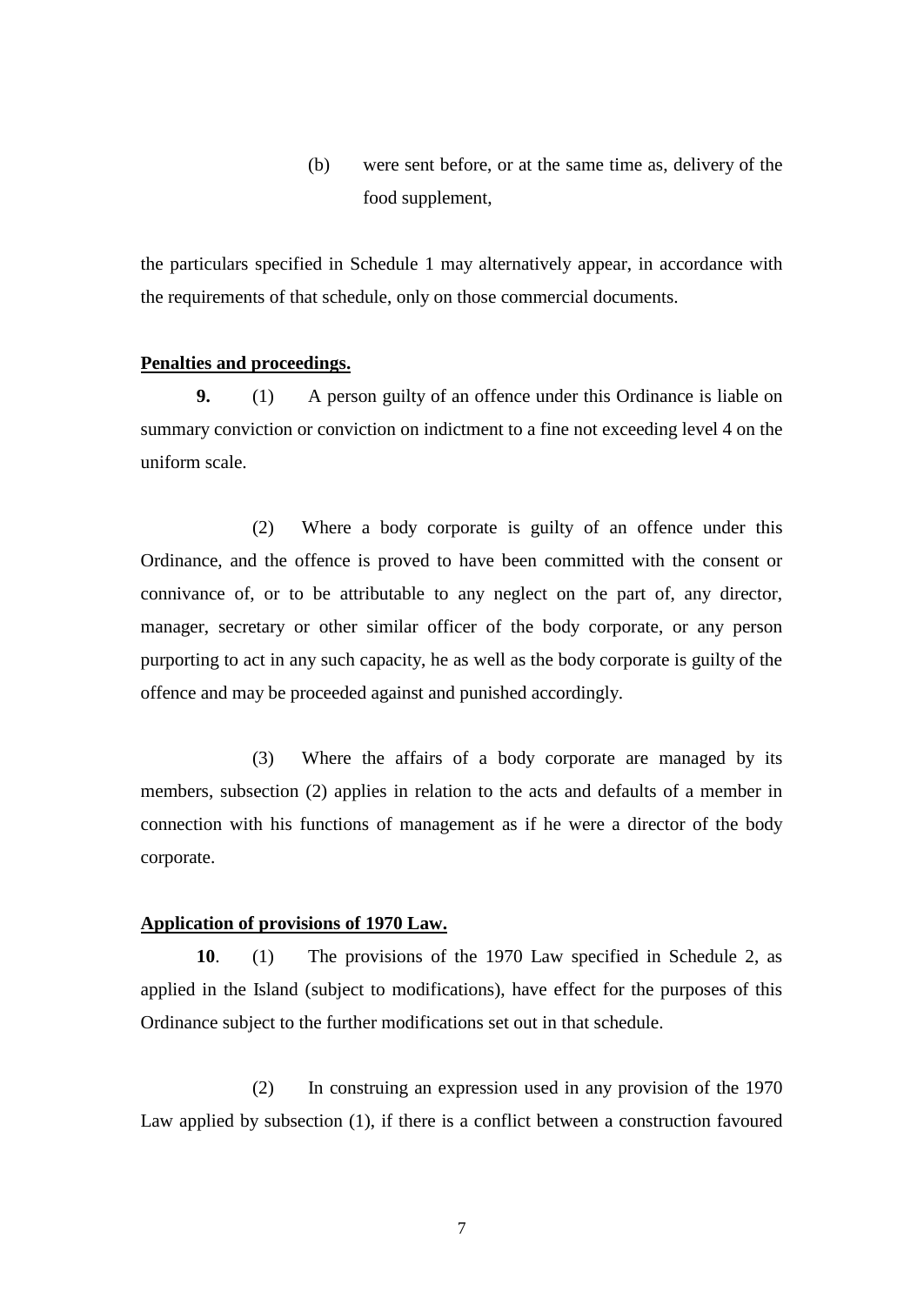(b) were sent before, or at the same time as, delivery of the food supplement,

the particulars specified in Schedule 1 may alternatively appear, in accordance with the requirements of that schedule, only on those commercial documents.

**Penalties and proceedings.**

**9.** (1) A person guilty of an offence under this Ordinance is liable on summary conviction or conviction on indictment to a fine not exceeding level 4 on the uniform scale.

(2) Where a body corporate is guilty of an offence under this Ordinance, and the offence is proved to have been committed with the consent or connivance of, or to be attributable to any neglect on the part of, any director, manager, secretary or other similar officer of the body corporate, or any person purporting to act in any such capacity, he as well as the body corporate is guilty of the offence and may be proceeded against and punished accordingly.

(3) Where the affairs of a body corporate are managed by its members, subsection (2) applies in relation to the acts and defaults of a member in connection with his functions of management as if he were a director of the body corporate.

**Application of provisions of 1970 Law.**

**10**. (1) The provisions of the 1970 Law specified in Schedule 2, as applied in the Island (subject to modifications), have effect for the purposes of this Ordinance subject to the further modifications set out in that schedule.

(2) In construing an expression used in any provision of the 1970 Law applied by subsection (1), if there is a conflict between a construction favoured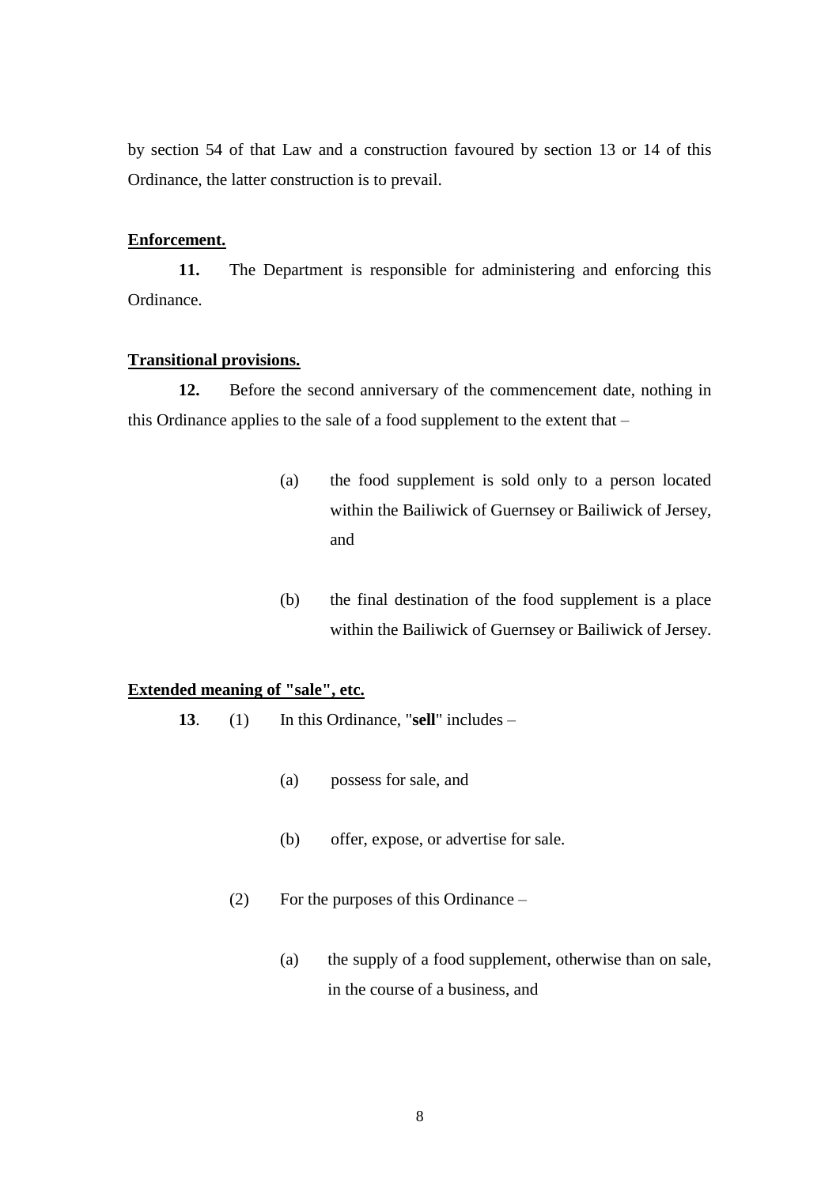by section 54 of that Law and a construction favoured by section 13 or 14 of this Ordinance, the latter construction is to prevail.

**Enforcement.**

**11.** The Department is responsible for administering and enforcing this Ordinance.

**Transitional provisions.**

**12.** Before the second anniversary of the commencement date, nothing in this Ordinance applies to the sale of a food supplement to the extent that –

(a) the food supplement is sold only to a person located within the Bailiwick of Guernsey or Bailiwick of Jersey, and

(b) the final destination of the food supplement is a place within the Bailiwick of Guernsey or Bailiwick of Jersey.

**Extended meaning of "sale", etc.**

**13**. (1) In this Ordinance, "**sell**" includes –

(a) possess for sale, and

(b) offer, expose, or advertise for sale.

(2) For the purposes of this Ordinance –

(a) the supply of a food supplement, otherwise than on sale, in the course of a business, and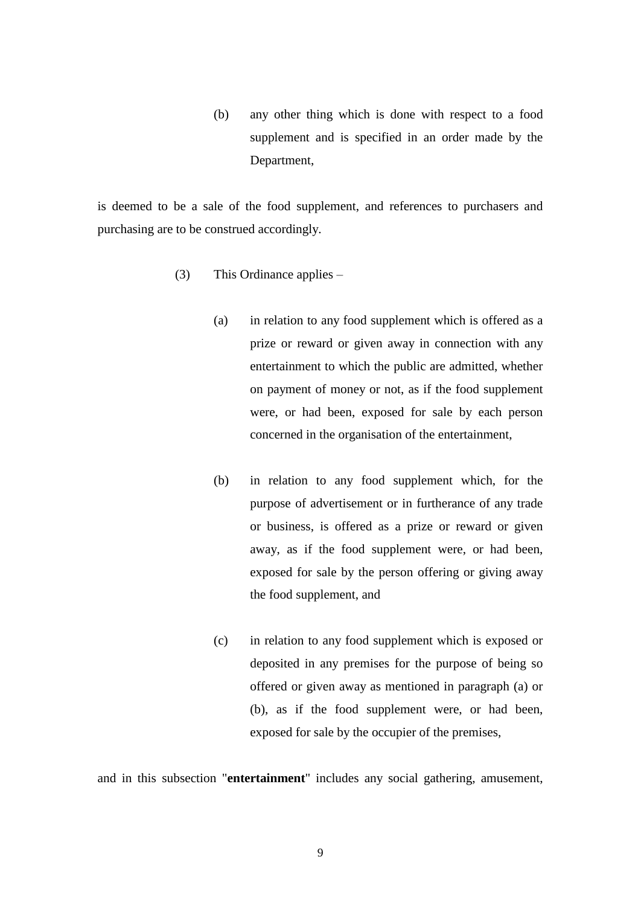(b) any other thing which is done with respect to a food supplement and is specified in an order made by the Department,

is deemed to be a sale of the food supplement, and references to purchasers and purchasing are to be construed accordingly.

(3) This Ordinance applies –

(a) in relation to any food supplement which is offered as a prize or reward or given away in connection with any entertainment to which the public are admitted, whether on payment of money or not, as if the food supplement were, or had been, exposed for sale by each person concerned in the organisation of the entertainment,

(b) in relation to any food supplement which, for the purpose of advertisement or in furtherance of any trade or business, is offered as a prize or reward or given away, as if the food supplement were, or had been, exposed for sale by the person offering or giving away the food supplement, and

(c) in relation to any food supplement which is exposed or deposited in any premises for the purpose of being so offered or given away as mentioned in paragraph (a) or (b), as if the food supplement were, or had been, exposed for sale by the occupier of the premises,

and in this subsection "**entertainment**" includes any social gathering, amusement,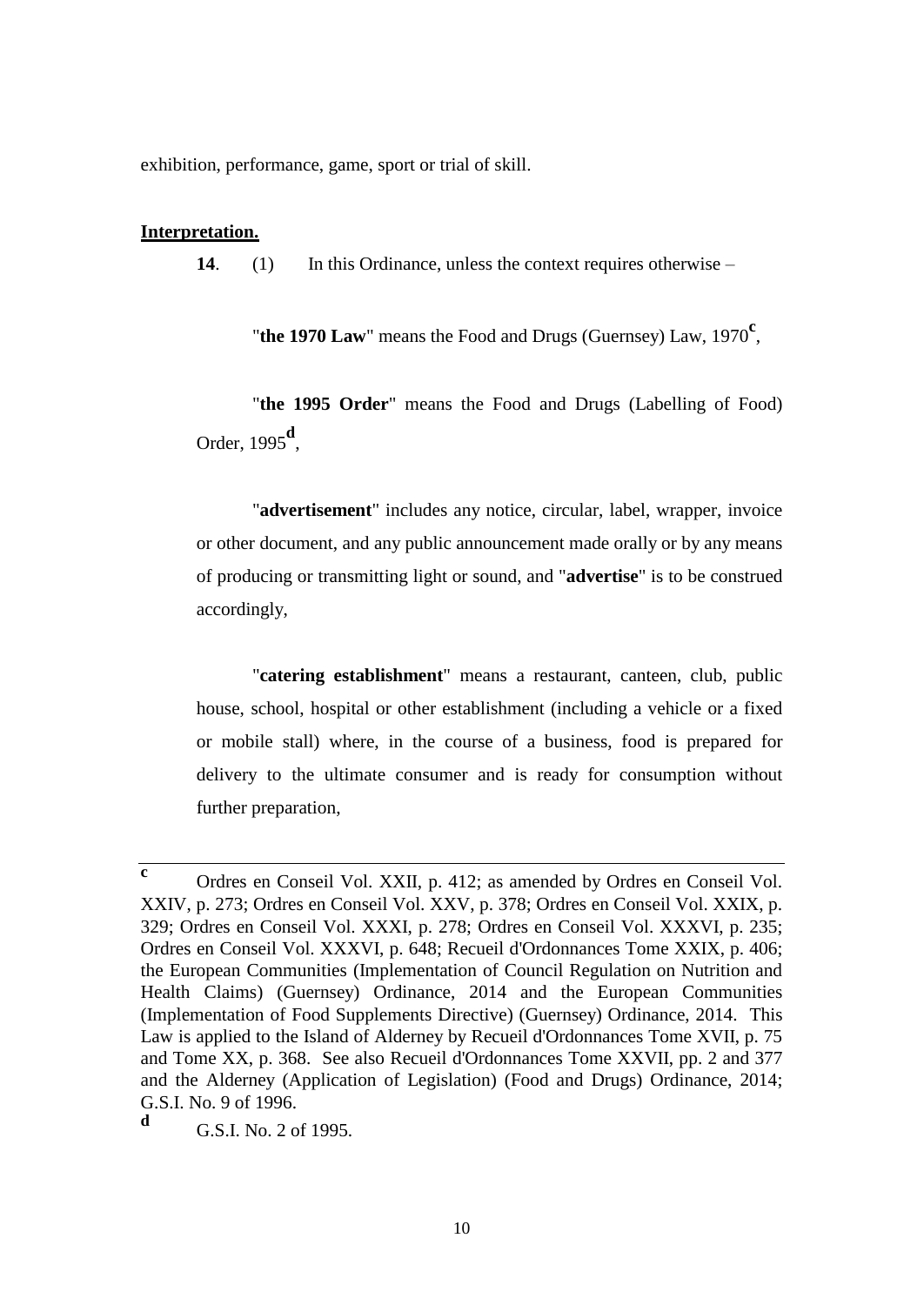exhibition, performance, game, sport or trial of skill.

**Interpretation.**

**14**. (1) In this Ordinance, unless the context requires otherwise –

"**the 1970 Law**" means the Food and Drugs (Guernsey) Law, 1970[c],

"**the 1995 Order**" means the Food and Drugs (Labelling of Food) Order, 1995[d],

"**advertisement**" includes any notice, circular, label, wrapper, invoice or other document, and any public announcement made orally or by any means of producing or transmitting light or sound, and "**advertise**" is to be construed accordingly,

"**catering establishment**" means a restaurant, canteen, club, public house, school, hospital or other establishment (including a vehicle or a fixed or mobile stall) where, in the course of a business, food is prepared for delivery to the ultimate consumer and is ready for consumption without further preparation,

---

[c] Ordres en Conseil Vol. XXII, p. 412; as amended by Ordres en Conseil Vol. XXIV, p. 273; Ordres en Conseil Vol. XXV, p. 378; Ordres en Conseil Vol. XXIX, p. 329; Ordres en Conseil Vol. XXXI, p. 278; Ordres en Conseil Vol. XXXVI, p. 235; Ordres en Conseil Vol. XXXVI, p. 648; Recueil d'Ordonnances Tome XXIX, p. 406; the European Communities (Implementation of Council Regulation on Nutrition and Health Claims) (Guernsey) Ordinance, 2014 and the European Communities (Implementation of Food Supplements Directive) (Guernsey) Ordinance, 2014. This Law is applied to the Island of Alderney by Recueil d'Ordonnances Tome XVII, p. 75 and Tome XX, p. 368. See also Recueil d'Ordonnances Tome XXVII, pp. 2 and 377 and the Alderney (Application of Legislation) (Food and Drugs) Ordinance, 2014; G.S.I. No. 9 of 1996.

[d] G.S.I. No. 2 of 1995.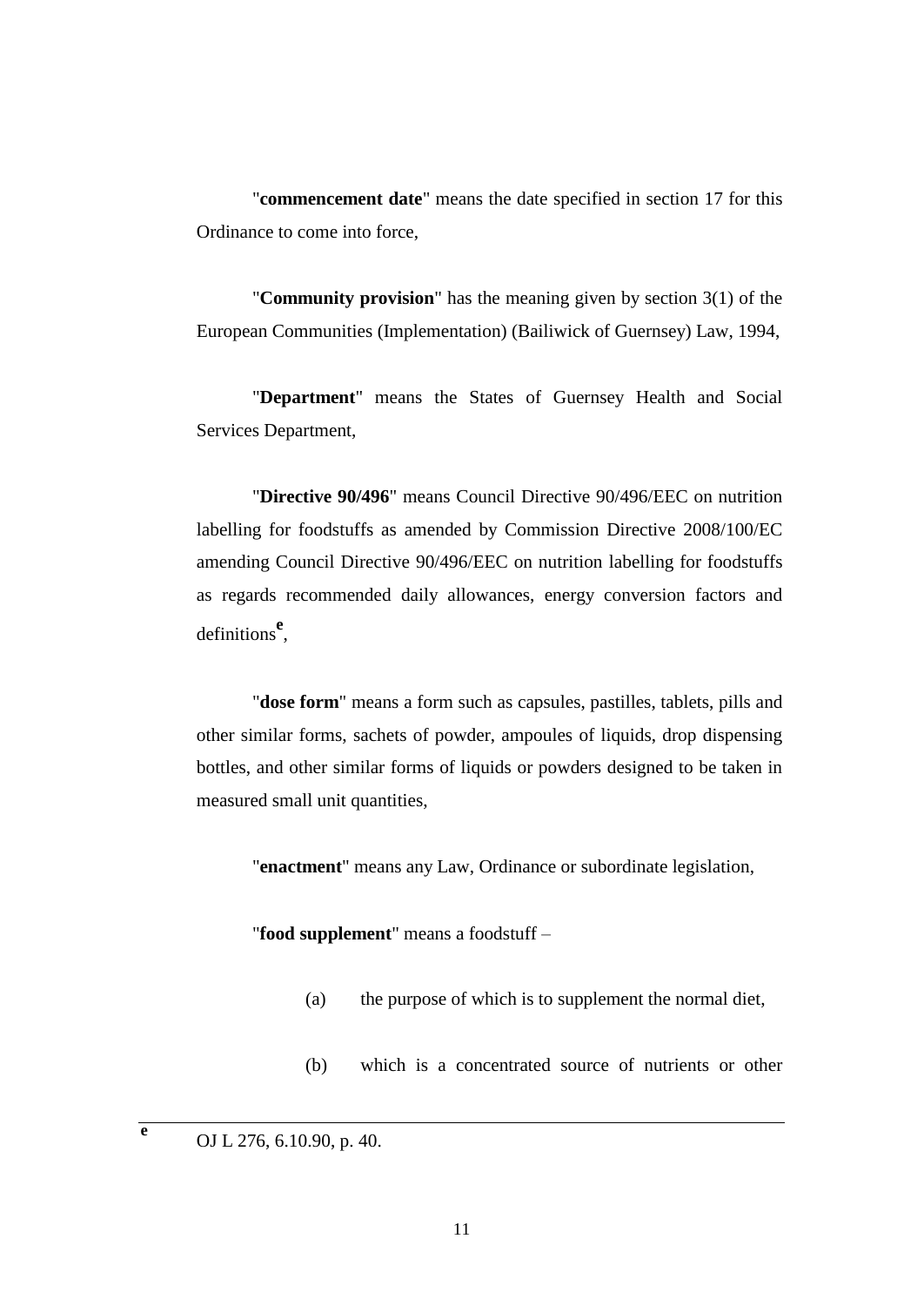"**commencement date**" means the date specified in section 17 for this Ordinance to come into force,

"**Community provision**" has the meaning given by section 3(1) of the European Communities (Implementation) (Bailiwick of Guernsey) Law, 1994,

"**Department**" means the States of Guernsey Health and Social Services Department,

"**Directive 90/496**" means Council Directive 90/496/EEC on nutrition labelling for foodstuffs as amended by Commission Directive 2008/100/EC amending Council Directive 90/496/EEC on nutrition labelling for foodstuffs as regards recommended daily allowances, energy conversion factors and definitions[e],

"**dose form**" means a form such as capsules, pastilles, tablets, pills and other similar forms, sachets of powder, ampoules of liquids, drop dispensing bottles, and other similar forms of liquids or powders designed to be taken in measured small unit quantities,

"**enactment**" means any Law, Ordinance or subordinate legislation,

"**food supplement**" means a foodstuff –

(a) the purpose of which is to supplement the normal diet,

(b) which is a concentrated source of nutrients or other

---

[e] OJ L 276, 6.10.90, p. 40.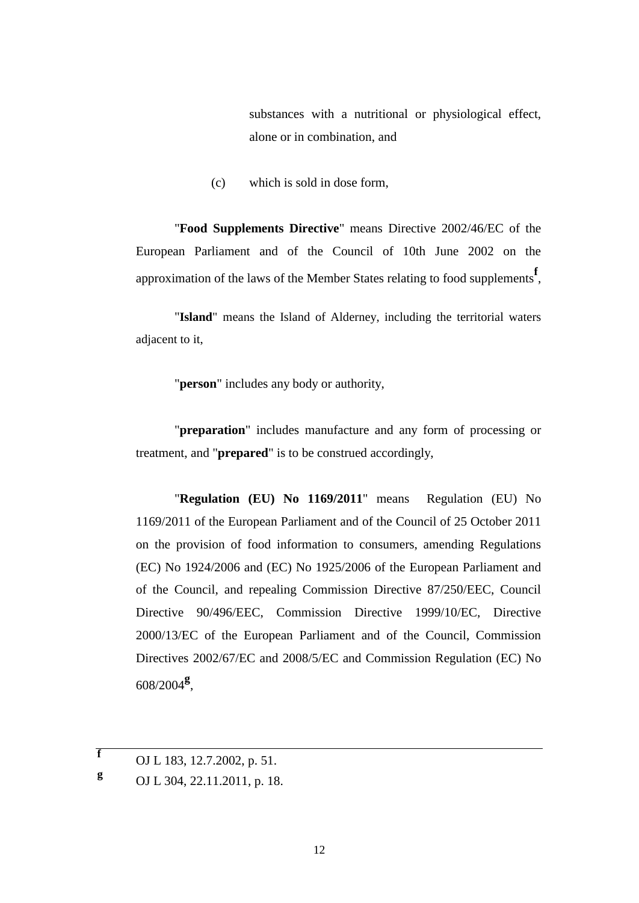substances with a nutritional or physiological effect, alone or in combination, and

(c) which is sold in dose form,

"**Food Supplements Directive**" means Directive 2002/46/EC of the European Parliament and of the Council of 10th June 2002 on the approximation of the laws of the Member States relating to food supplements[f],

"**Island**" means the Island of Alderney, including the territorial waters adjacent to it,

"**person**" includes any body or authority,

"**preparation**" includes manufacture and any form of processing or treatment, and "**prepared**" is to be construed accordingly,

"**Regulation (EU) No 1169/2011**" means Regulation (EU) No 1169/2011 of the European Parliament and of the Council of 25 October 2011 on the provision of food information to consumers, amending Regulations (EC) No 1924/2006 and (EC) No 1925/2006 of the European Parliament and of the Council, and repealing Commission Directive 87/250/EEC, Council Directive 90/496/EEC, Commission Directive 1999/10/EC, Directive 2000/13/EC of the European Parliament and of the Council, Commission Directives 2002/67/EC and 2008/5/EC and Commission Regulation (EC) No 608/2004[g],

---

[f] OJ L 183, 12.7.2002, p. 51.

[g] OJ L 304, 22.11.2011, p. 18.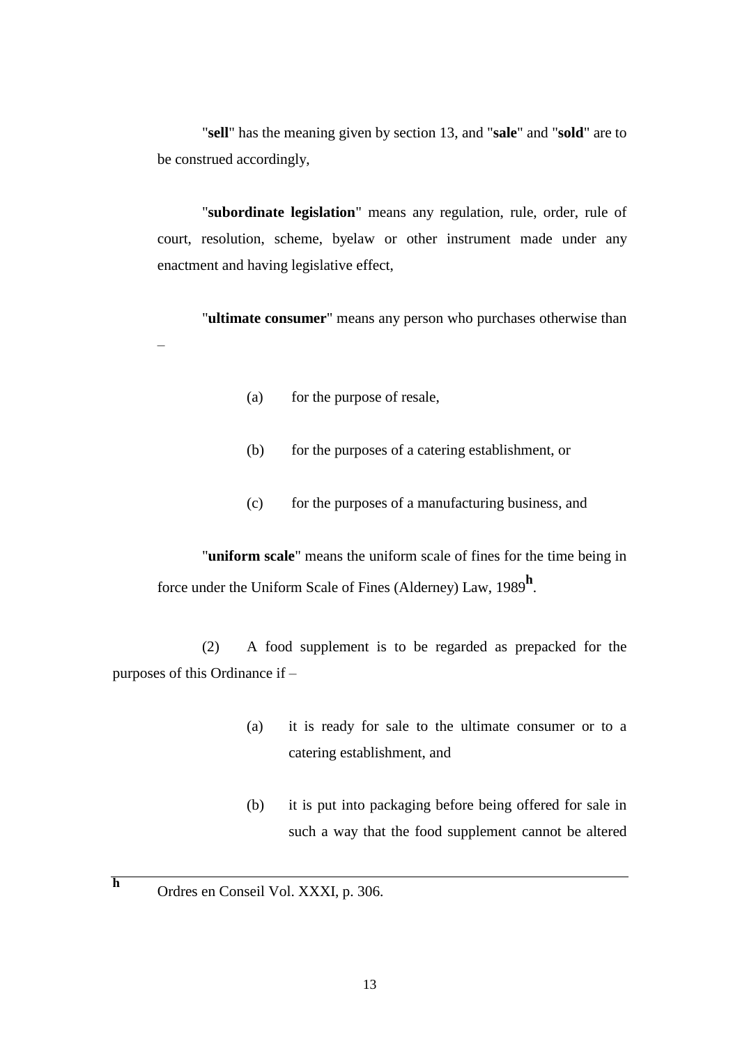"**sell**" has the meaning given by section 13, and "**sale**" and "**sold**" are to be construed accordingly,

"**subordinate legislation**" means any regulation, rule, order, rule of court, resolution, scheme, byelaw or other instrument made under any enactment and having legislative effect,

"**ultimate consumer**" means any person who purchases otherwise than –

(a) for the purpose of resale,

(b) for the purposes of a catering establishment, or

(c) for the purposes of a manufacturing business, and

"**uniform scale**" means the uniform scale of fines for the time being in force under the Uniform Scale of Fines (Alderney) Law, 1989[h].

(2) A food supplement is to be regarded as prepacked for the purposes of this Ordinance if –

(a) it is ready for sale to the ultimate consumer or to a catering establishment, and

(b) it is put into packaging before being offered for sale in such a way that the food supplement cannot be altered

---

[h] Ordres en Conseil Vol. XXXI, p. 306.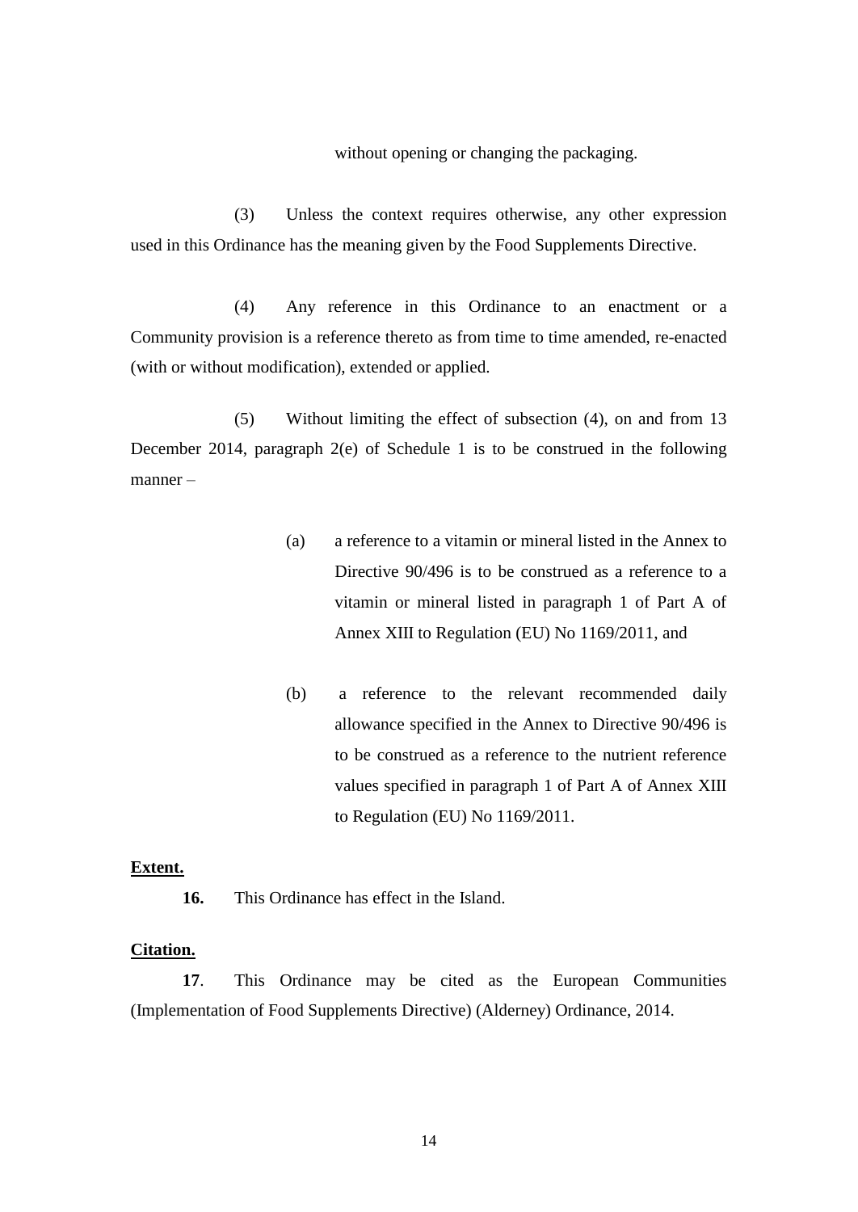without opening or changing the packaging.

(3) Unless the context requires otherwise, any other expression used in this Ordinance has the meaning given by the Food Supplements Directive.

(4) Any reference in this Ordinance to an enactment or a Community provision is a reference thereto as from time to time amended, re-enacted (with or without modification), extended or applied.

(5) Without limiting the effect of subsection (4), on and from 13 December 2014, paragraph 2(e) of Schedule 1 is to be construed in the following manner –

(a) a reference to a vitamin or mineral listed in the Annex to Directive 90/496 is to be construed as a reference to a vitamin or mineral listed in paragraph 1 of Part A of Annex XIII to Regulation (EU) No 1169/2011, and

(b) a reference to the relevant recommended daily allowance specified in the Annex to Directive 90/496 is to be construed as a reference to the nutrient reference values specified in paragraph 1 of Part A of Annex XIII to Regulation (EU) No 1169/2011.

**Extent.**

**16.** This Ordinance has effect in the Island.

**Citation.**

**17**. This Ordinance may be cited as the European Communities (Implementation of Food Supplements Directive) (Alderney) Ordinance, 2014.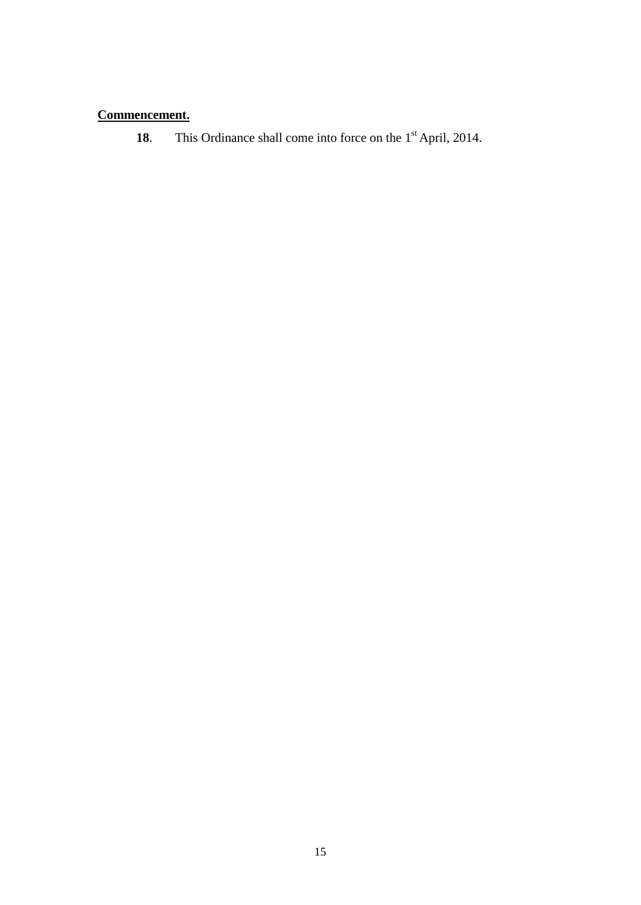**Commencement.**

**18**. This Ordinance shall come into force on the 1st April, 2014.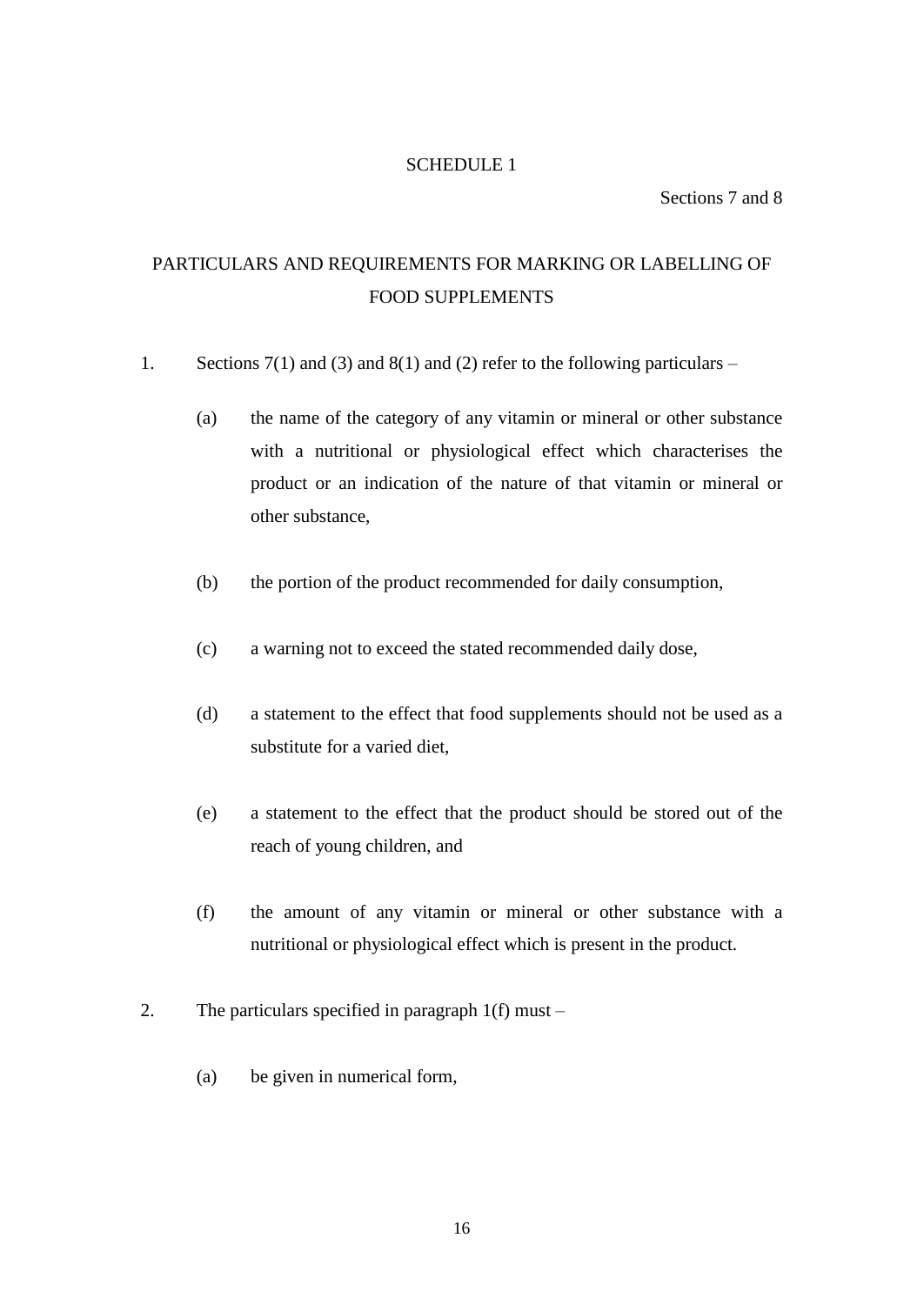## SCHEDULE 1

Sections 7 and 8

## PARTICULARS AND REQUIREMENTS FOR MARKING OR LABELLING OF FOOD SUPPLEMENTS

1. Sections 7(1) and (3) and 8(1) and (2) refer to the following particulars –

   (a) the name of the category of any vitamin or mineral or other substance with a nutritional or physiological effect which characterises the product or an indication of the nature of that vitamin or mineral or other substance,

   (b) the portion of the product recommended for daily consumption,

   (c) a warning not to exceed the stated recommended daily dose,

   (d) a statement to the effect that food supplements should not be used as a substitute for a varied diet,

   (e) a statement to the effect that the product should be stored out of the reach of young children, and

   (f) the amount of any vitamin or mineral or other substance with a nutritional or physiological effect which is present in the product.

2. The particulars specified in paragraph 1(f) must –

   (a) be given in numerical form,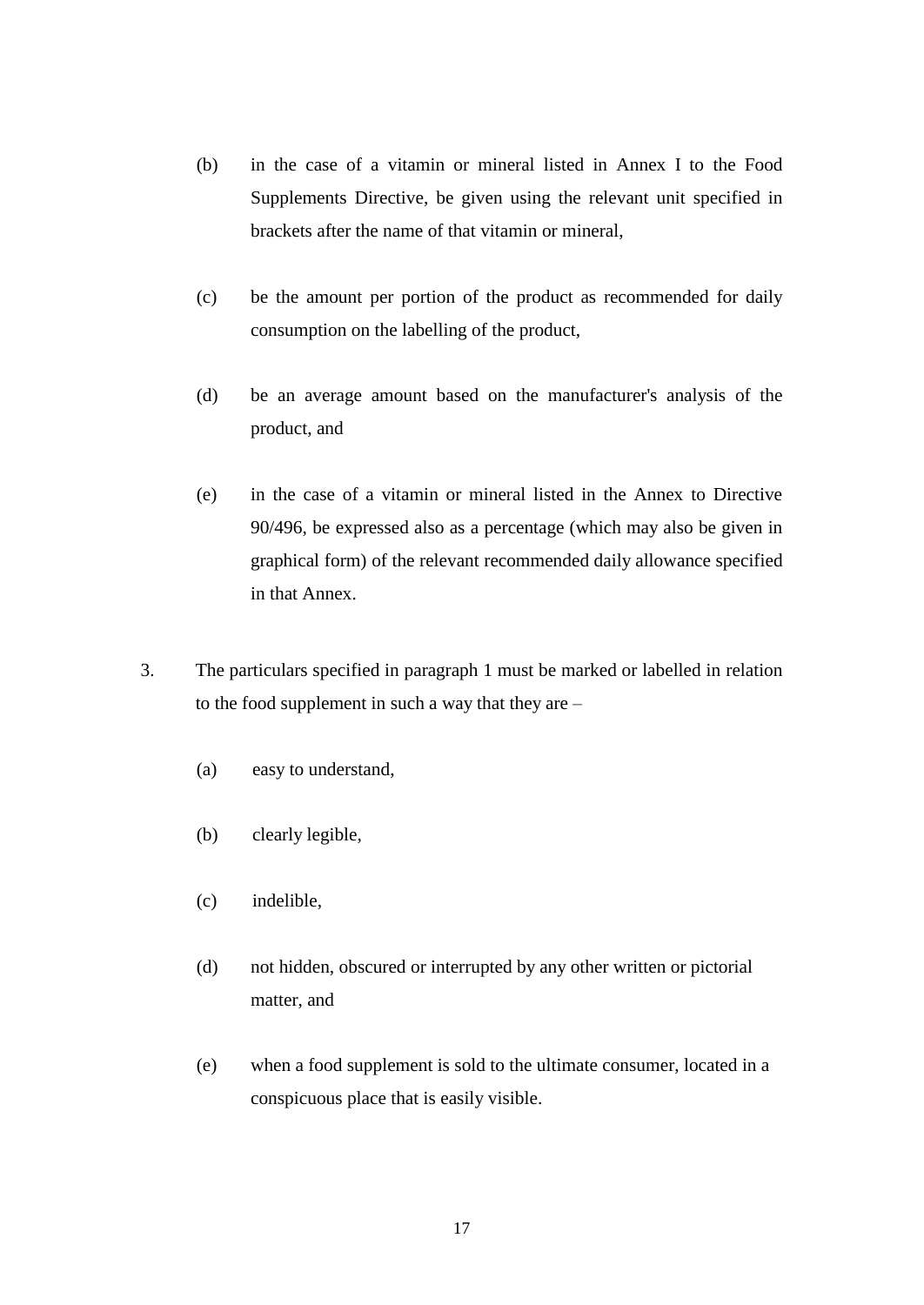(b) in the case of a vitamin or mineral listed in Annex I to the Food Supplements Directive, be given using the relevant unit specified in brackets after the name of that vitamin or mineral,

(c) be the amount per portion of the product as recommended for daily consumption on the labelling of the product,

(d) be an average amount based on the manufacturer's analysis of the product, and

(e) in the case of a vitamin or mineral listed in the Annex to Directive 90/496, be expressed also as a percentage (which may also be given in graphical form) of the relevant recommended daily allowance specified in that Annex.

3. The particulars specified in paragraph 1 must be marked or labelled in relation to the food supplement in such a way that they are –

(a) easy to understand,

(b) clearly legible,

(c) indelible,

(d) not hidden, obscured or interrupted by any other written or pictorial matter, and

(e) when a food supplement is sold to the ultimate consumer, located in a conspicuous place that is easily visible.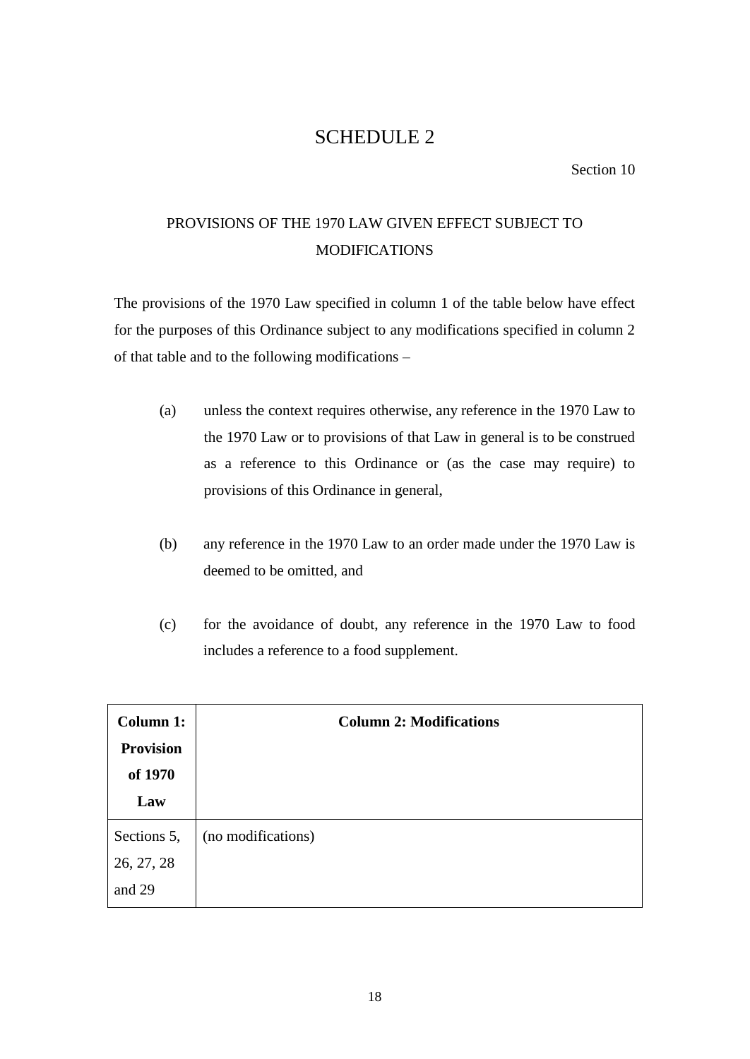# SCHEDULE 2

Section 10

## PROVISIONS OF THE 1970 LAW GIVEN EFFECT SUBJECT TO MODIFICATIONS

The provisions of the 1970 Law specified in column 1 of the table below have effect for the purposes of this Ordinance subject to any modifications specified in column 2 of that table and to the following modifications –

(a) unless the context requires otherwise, any reference in the 1970 Law to the 1970 Law or to provisions of that Law in general is to be construed as a reference to this Ordinance or (as the case may require) to provisions of this Ordinance in general,

(b) any reference in the 1970 Law to an order made under the 1970 Law is deemed to be omitted, and

(c) for the avoidance of doubt, any reference in the 1970 Law to food includes a reference to a food supplement.

| **Column 1: Provision of 1970 Law** | **Column 2: Modifications** |
|---|---|
| Sections 5, 26, 27, 28 and 29 | (no modifications) |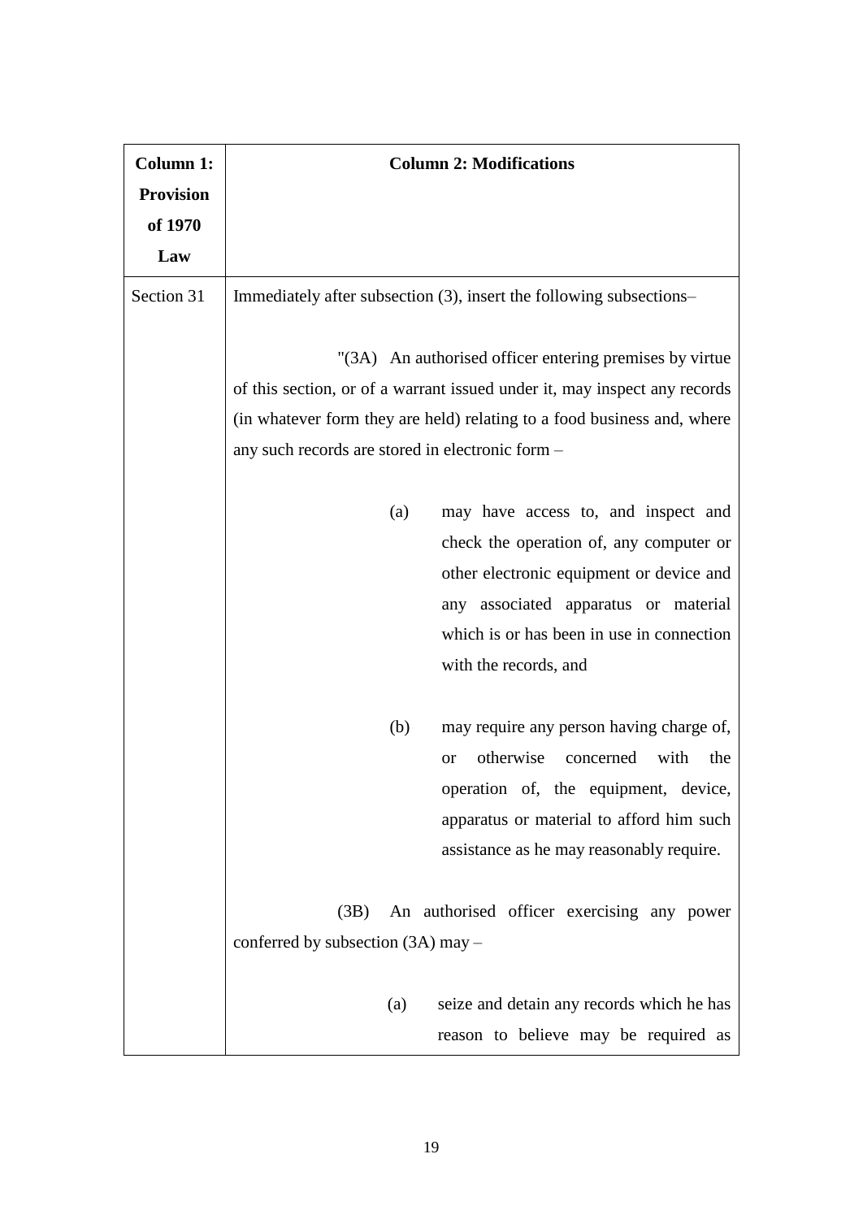| Column 1: Provision of 1970 Law | Column 2: Modifications |
|---|---|
| Section 31 | Immediately after subsection (3), insert the following subsections–<br><br>"(3A) An authorised officer entering premises by virtue of this section, or of a warrant issued under it, may inspect any records (in whatever form they are held) relating to a food business and, where any such records are stored in electronic form –<br><br>(a) may have access to, and inspect and check the operation of, any computer or other electronic equipment or device and any associated apparatus or material which is or has been in use in connection with the records, and<br><br>(b) may require any person having charge of, or otherwise concerned with the operation of, the equipment, device, apparatus or material to afford him such assistance as he may reasonably require.<br><br>(3B) An authorised officer exercising any power conferred by subsection (3A) may –<br><br>(a) seize and detain any records which he has reason to believe may be required as |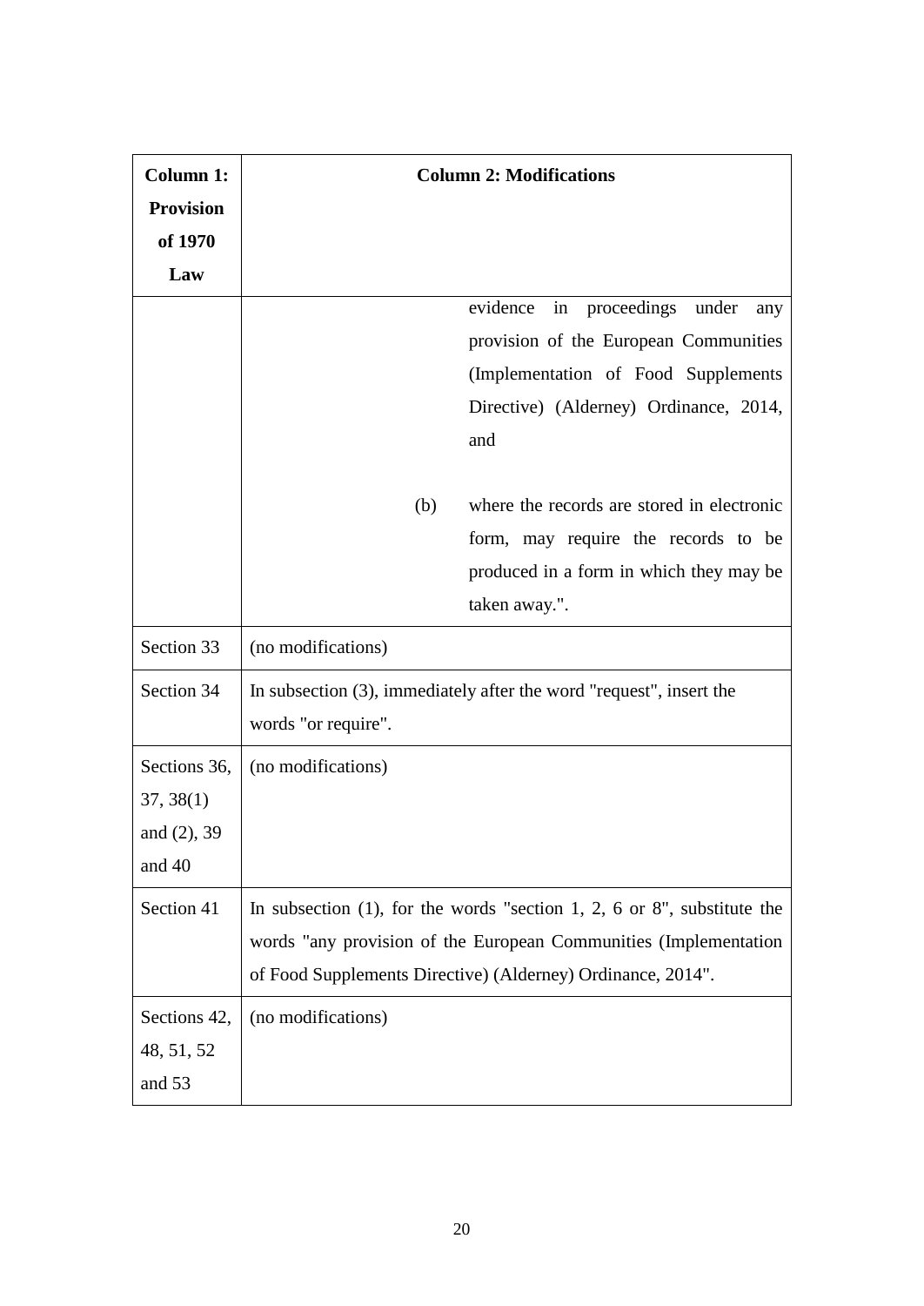| Column 1: Provision of 1970 Law | Column 2: Modifications |
|---|---|
| | evidence in proceedings under any provision of the European Communities (Implementation of Food Supplements Directive) (Alderney) Ordinance, 2014, and<br><br>(b) where the records are stored in electronic form, may require the records to be produced in a form in which they may be taken away.". |
| Section 33 | (no modifications) |
| Section 34 | In subsection (3), immediately after the word "request", insert the words "or require". |
| Sections 36, 37, 38(1) and (2), 39 and 40 | (no modifications) |
| Section 41 | In subsection (1), for the words "section 1, 2, 6 or 8", substitute the words "any provision of the European Communities (Implementation of Food Supplements Directive) (Alderney) Ordinance, 2014". |
| Sections 42, 48, 51, 52 and 53 | (no modifications) |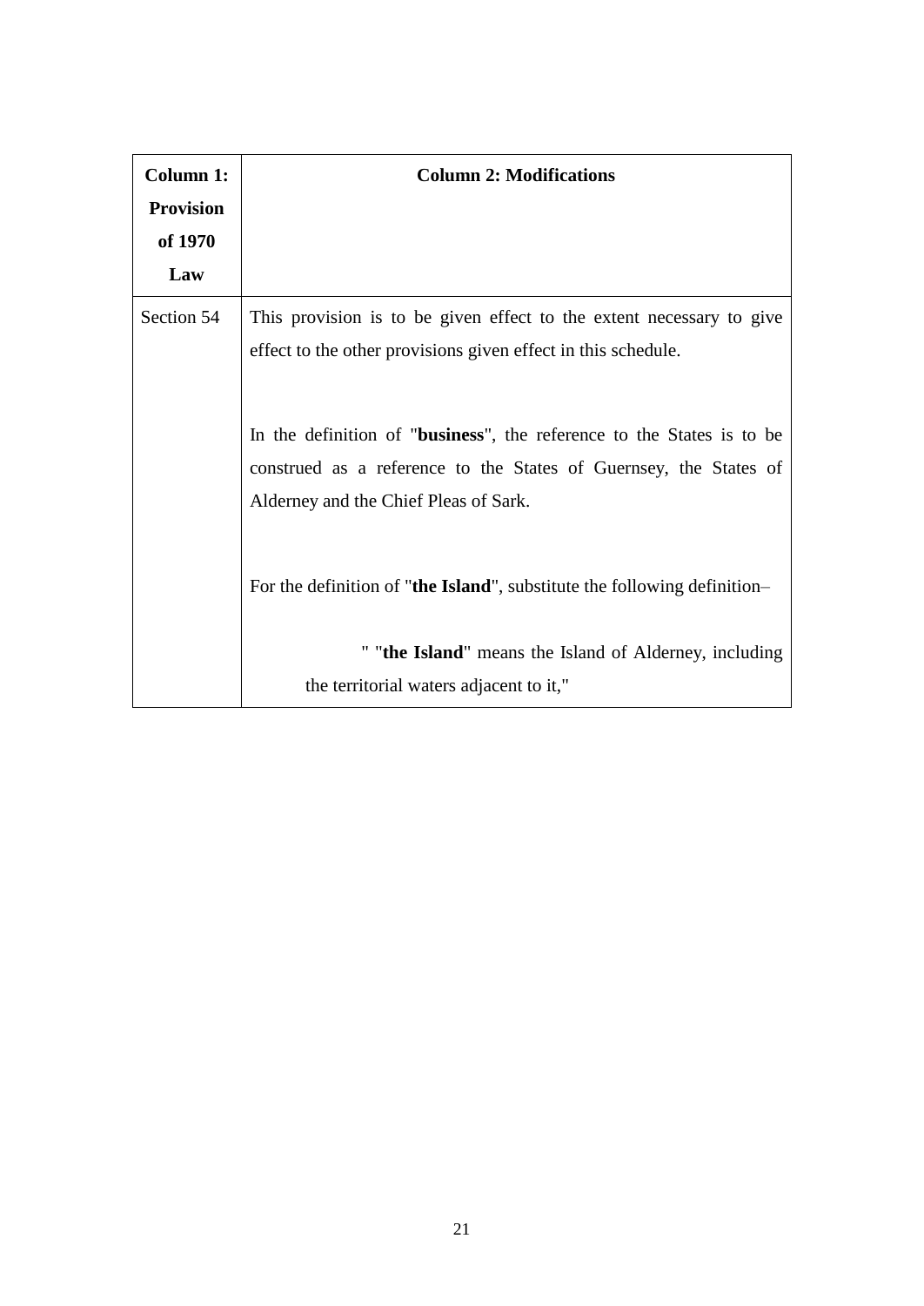| Column 1: Provision of 1970 Law | Column 2: Modifications |
|---|---|
| Section 54 | This provision is to be given effect to the extent necessary to give effect to the other provisions given effect in this schedule.<br><br>In the definition of "**business**", the reference to the States is to be construed as a reference to the States of Guernsey, the States of Alderney and the Chief Pleas of Sark.<br><br>For the definition of "**the Island**", substitute the following definition–<br><br>" "**the Island**" means the Island of Alderney, including the territorial waters adjacent to it," |